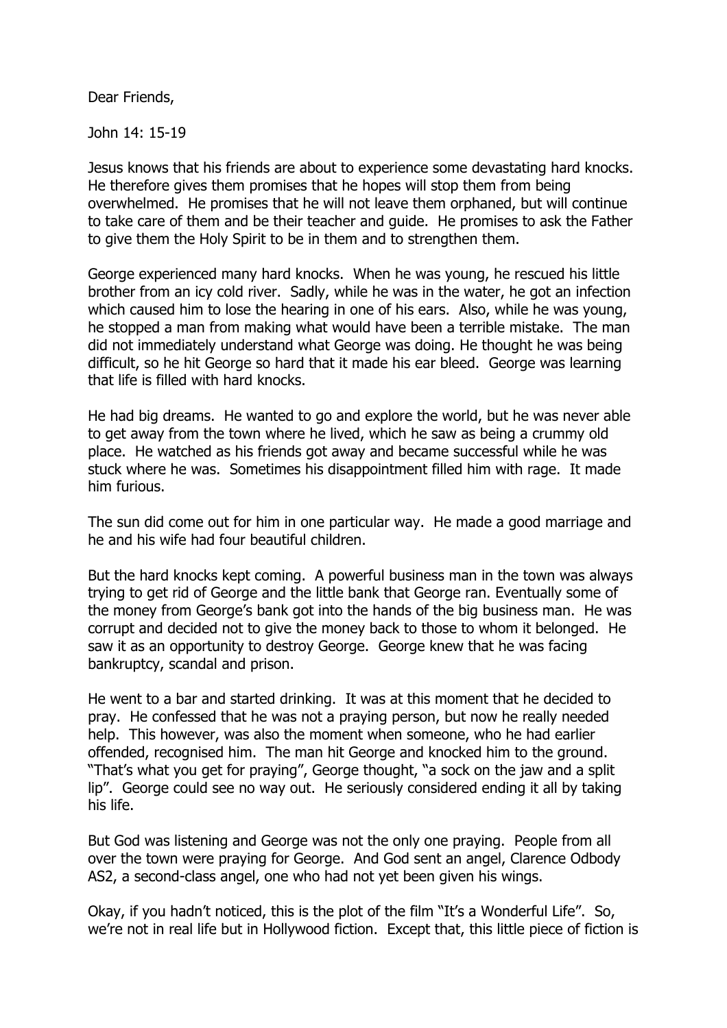Dear Friends,

John 14: 15-19

Jesus knows that his friends are about to experience some devastating hard knocks. He therefore gives them promises that he hopes will stop them from being overwhelmed. He promises that he will not leave them orphaned, but will continue to take care of them and be their teacher and guide. He promises to ask the Father to give them the Holy Spirit to be in them and to strengthen them.

George experienced many hard knocks. When he was young, he rescued his little brother from an icy cold river. Sadly, while he was in the water, he got an infection which caused him to lose the hearing in one of his ears. Also, while he was young, he stopped a man from making what would have been a terrible mistake. The man did not immediately understand what George was doing. He thought he was being difficult, so he hit George so hard that it made his ear bleed. George was learning that life is filled with hard knocks.

He had big dreams. He wanted to go and explore the world, but he was never able to get away from the town where he lived, which he saw as being a crummy old place. He watched as his friends got away and became successful while he was stuck where he was. Sometimes his disappointment filled him with rage. It made him furious.

The sun did come out for him in one particular way. He made a good marriage and he and his wife had four beautiful children.

But the hard knocks kept coming. A powerful business man in the town was always trying to get rid of George and the little bank that George ran. Eventually some of the money from George's bank got into the hands of the big business man. He was corrupt and decided not to give the money back to those to whom it belonged. He saw it as an opportunity to destroy George. George knew that he was facing bankruptcy, scandal and prison.

He went to a bar and started drinking. It was at this moment that he decided to pray. He confessed that he was not a praying person, but now he really needed help. This however, was also the moment when someone, who he had earlier offended, recognised him. The man hit George and knocked him to the ground. "That's what you get for praying", George thought, "a sock on the jaw and a split lip". George could see no way out. He seriously considered ending it all by taking his life.

But God was listening and George was not the only one praying. People from all over the town were praying for George. And God sent an angel, Clarence Odbody AS2, a second-class angel, one who had not yet been given his wings.

Okay, if you hadn't noticed, this is the plot of the film "It's a Wonderful Life". So, we're not in real life but in Hollywood fiction. Except that, this little piece of fiction is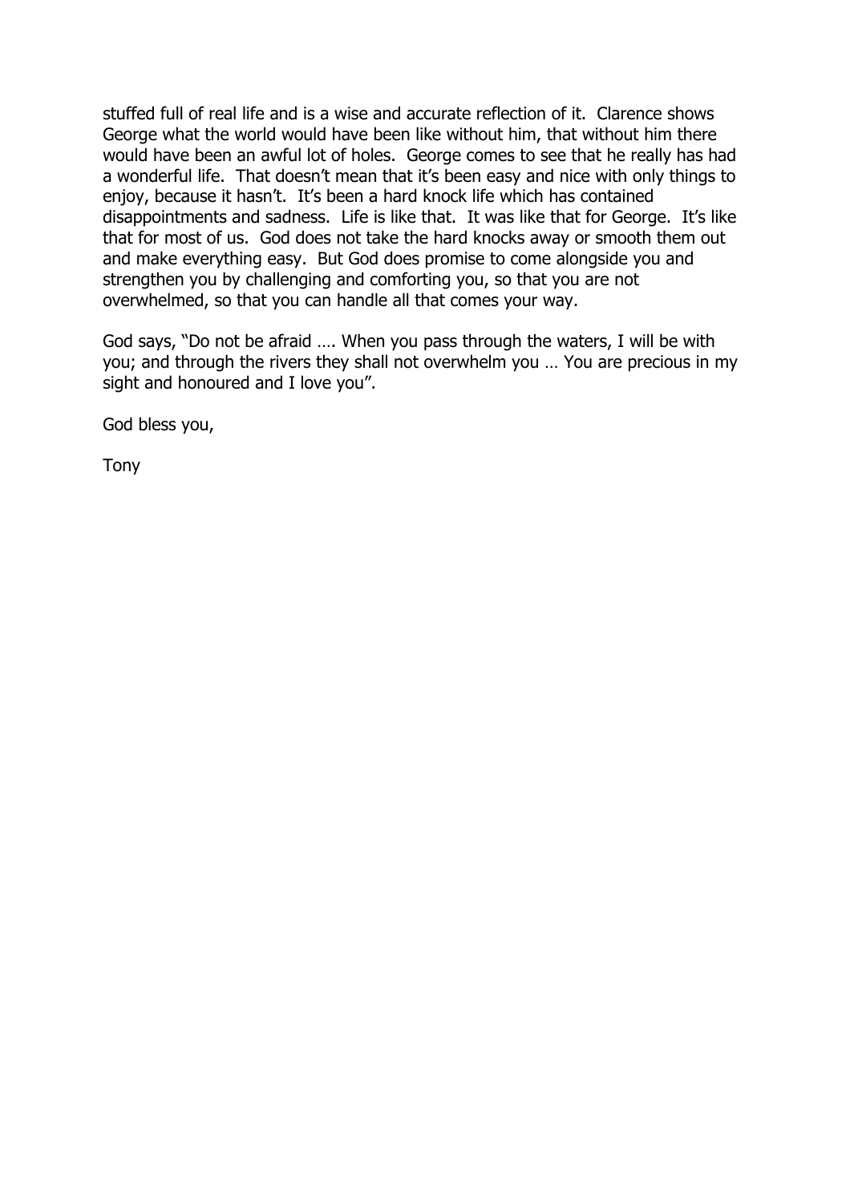stuffed full of real life and is a wise and accurate reflection of it. Clarence shows George what the world would have been like without him, that without him there would have been an awful lot of holes. George comes to see that he really has had a wonderful life. That doesn't mean that it's been easy and nice with only things to enjoy, because it hasn't. It's been a hard knock life which has contained disappointments and sadness. Life is like that. It was like that for George. It's like that for most of us. God does not take the hard knocks away or smooth them out and make everything easy. But God does promise to come alongside you and strengthen you by challenging and comforting you, so that you are not overwhelmed, so that you can handle all that comes your way.

God says, "Do not be afraid …. When you pass through the waters, I will be with you; and through the rivers they shall not overwhelm you … You are precious in my sight and honoured and I love you".

God bless you,

Tony